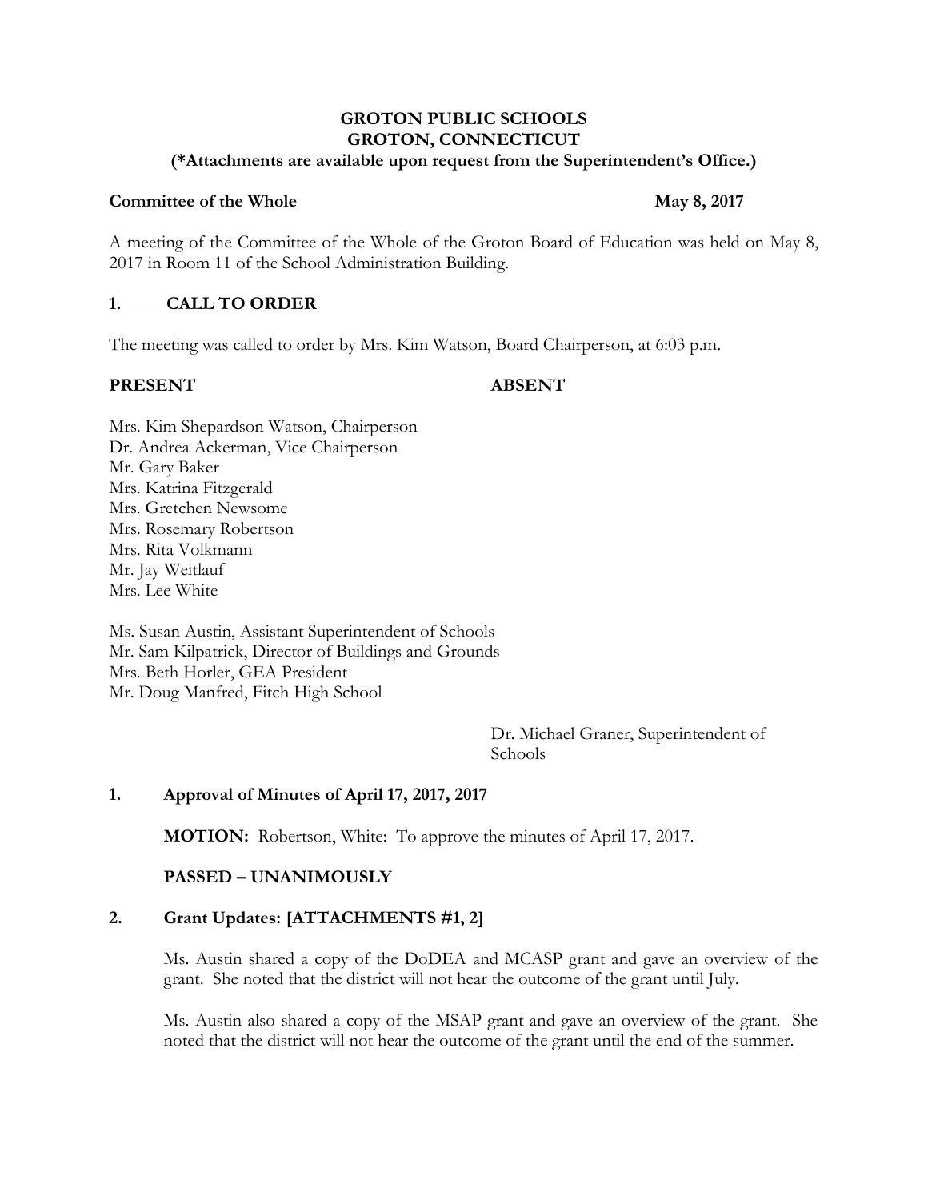**GROTON PUBLIC SCHOOLS**
**GROTON, CONNECTICUT**
**(*Attachments are available upon request from the Superintendent's Office.)**

**Committee of the Whole** **May 8, 2017**

A meeting of the Committee of the Whole of the Groton Board of Education was held on May 8, 2017 in Room 11 of the School Administration Building.

## 1. CALL TO ORDER

The meeting was called to order by Mrs. Kim Watson, Board Chairperson, at 6:03 p.m.

| PRESENT | ABSENT |
| --- | --- |
| Mrs. Kim Shepardson Watson, Chairperson<br>Dr. Andrea Ackerman, Vice Chairperson<br>Mr. Gary Baker<br>Mrs. Katrina Fitzgerald<br>Mrs. Gretchen Newsome<br>Mrs. Rosemary Robertson<br>Mrs. Rita Volkmann<br>Mr. Jay Weitlauf<br>Mrs. Lee White | |
| Ms. Susan Austin, Assistant Superintendent of Schools<br>Mr. Sam Kilpatrick, Director of Buildings and Grounds<br>Mrs. Beth Horler, GEA President<br>Mr. Doug Manfred, Fitch High School | Dr. Michael Graner, Superintendent of Schools |

## 1. Approval of Minutes of April 17, 2017, 2017

**MOTION:** Robertson, White: To approve the minutes of April 17, 2017.

**PASSED – UNANIMOUSLY**

## 2. Grant Updates: [ATTACHMENTS #1, 2]

Ms. Austin shared a copy of the DoDEA and MCASP grant and gave an overview of the grant. She noted that the district will not hear the outcome of the grant until July.

Ms. Austin also shared a copy of the MSAP grant and gave an overview of the grant. She noted that the district will not hear the outcome of the grant until the end of the summer.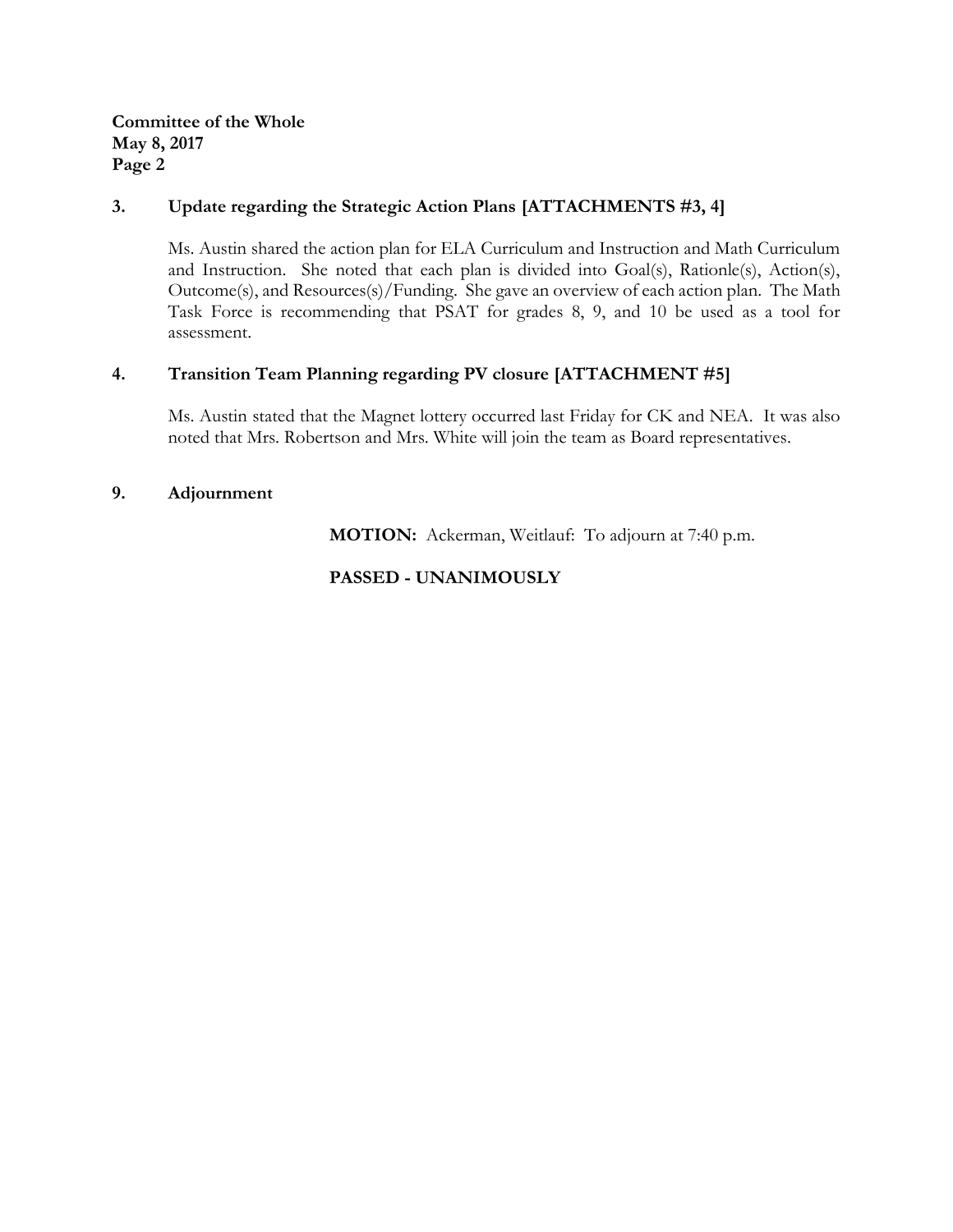### 3. Update regarding the Strategic Action Plans [ATTACHMENTS #3, 4]

Ms. Austin shared the action plan for ELA Curriculum and Instruction and Math Curriculum and Instruction. She noted that each plan is divided into Goal(s), Rationle(s), Action(s), Outcome(s), and Resources(s)/Funding. She gave an overview of each action plan. The Math Task Force is recommending that PSAT for grades 8, 9, and 10 be used as a tool for assessment.

### 4. Transition Team Planning regarding PV closure [ATTACHMENT #5]

Ms. Austin stated that the Magnet lottery occurred last Friday for CK and NEA. It was also noted that Mrs. Robertson and Mrs. White will join the team as Board representatives.

### 9. Adjournment

**MOTION:** Ackerman, Weitlauf: To adjourn at 7:40 p.m.

**PASSED - UNANIMOUSLY**